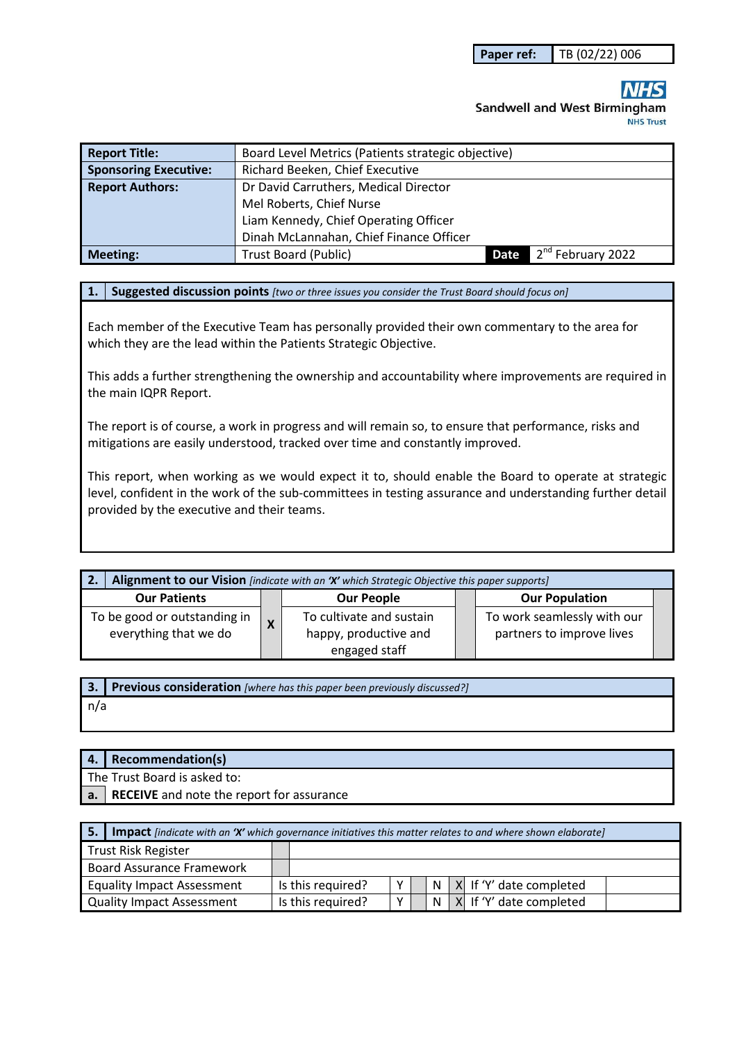| Paper ref: | TB (02/22) 006 |
|---|---|

NHS
Sandwell and West Birmingham
NHS Trust

| Report Title: | Board Level Metrics (Patients strategic objective) | | |
|---|---|---|---|
| Sponsoring Executive: | Richard Beeken, Chief Executive | | |
| Report Authors: | Dr David Carruthers, Medical Director<br>Mel Roberts, Chief Nurse<br>Liam Kennedy, Chief Operating Officer<br>Dinah McLannahan, Chief Finance Officer | | |
| Meeting: | Trust Board (Public) | Date | 2nd February 2022 |

## 1. Suggested discussion points *[two or three issues you consider the Trust Board should focus on]*

Each member of the Executive Team has personally provided their own commentary to the area for which they are the lead within the Patients Strategic Objective.

This adds a further strengthening the ownership and accountability where improvements are required in the main IQPR Report.

The report is of course, a work in progress and will remain so, to ensure that performance, risks and mitigations are easily understood, tracked over time and constantly improved.

This report, when working as we would expect it to, should enable the Board to operate at strategic level, confident in the work of the sub-committees in testing assurance and understanding further detail provided by the executive and their teams.

## 2. Alignment to our Vision *[indicate with an 'X' which Strategic Objective this paper supports]*

| Our Patients | | Our People | | Our Population | |
|---|---|---|---|---|---|
| To be good or outstanding in everything that we do | X | To cultivate and sustain happy, productive and engaged staff | | To work seamlessly with our partners to improve lives | |

## 3. Previous consideration *[where has this paper been previously discussed?]*

n/a

## 4. Recommendation(s)

The Trust Board is asked to:

a. **RECEIVE** and note the report for assurance

## 5. Impact *[indicate with an 'X' which governance initiatives this matter relates to and where shown elaborate]*

| Trust Risk Register | | | | | | | | |
|---|---|---|---|---|---|---|---|---|
| Board Assurance Framework | | | | | | | | |
| Equality Impact Assessment | Is this required? | Y | | N | X | If 'Y' date completed | | |
| Quality Impact Assessment | Is this required? | Y | | N | X | If 'Y' date completed | | |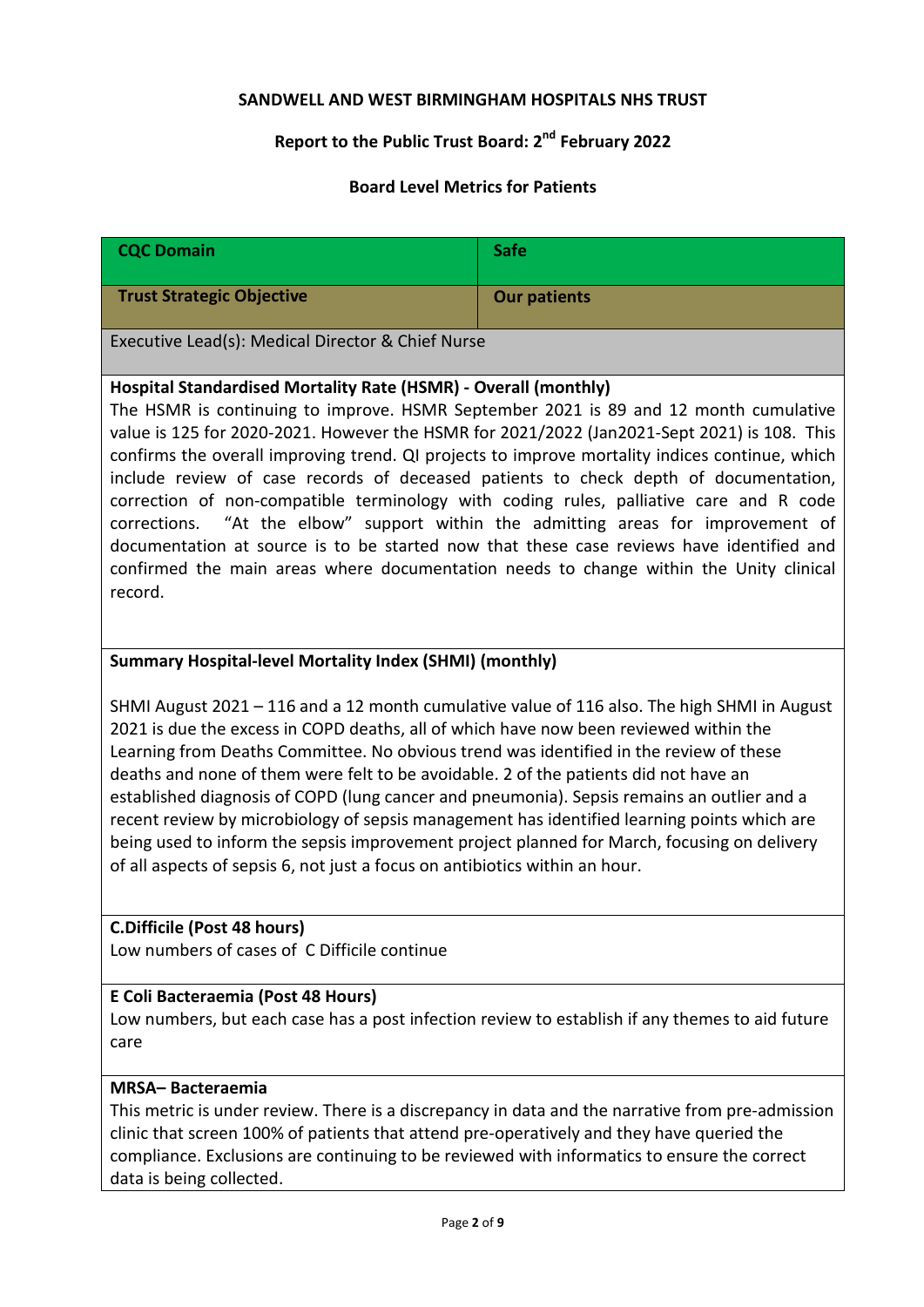**SANDWELL AND WEST BIRMINGHAM HOSPITALS NHS TRUST**

**Report to the Public Trust Board: 2nd February 2022**

**Board Level Metrics for Patients**

| **CQC Domain** | **Safe** |
|---|---|
| **Trust Strategic Objective** | **Our patients** |
| Executive Lead(s): Medical Director & Chief Nurse | |

**Hospital Standardised Mortality Rate (HSMR) - Overall (monthly)**

The HSMR is continuing to improve. HSMR September 2021 is 89 and 12 month cumulative value is 125 for 2020-2021. However the HSMR for 2021/2022 (Jan2021-Sept 2021) is 108. This confirms the overall improving trend. QI projects to improve mortality indices continue, which include review of case records of deceased patients to check depth of documentation, correction of non-compatible terminology with coding rules, palliative care and R code corrections. "At the elbow" support within the admitting areas for improvement of documentation at source is to be started now that these case reviews have identified and confirmed the main areas where documentation needs to change within the Unity clinical record.

**Summary Hospital-level Mortality Index (SHMI) (monthly)**

SHMI August 2021 – 116 and a 12 month cumulative value of 116 also. The high SHMI in August 2021 is due the excess in COPD deaths, all of which have now been reviewed within the Learning from Deaths Committee. No obvious trend was identified in the review of these deaths and none of them were felt to be avoidable. 2 of the patients did not have an established diagnosis of COPD (lung cancer and pneumonia). Sepsis remains an outlier and a recent review by microbiology of sepsis management has identified learning points which are being used to inform the sepsis improvement project planned for March, focusing on delivery of all aspects of sepsis 6, not just a focus on antibiotics within an hour.

**C.Difficile (Post 48 hours)**

Low numbers of cases of C Difficile continue

**E Coli Bacteraemia (Post 48 Hours)**

Low numbers, but each case has a post infection review to establish if any themes to aid future care

**MRSA– Bacteraemia**

This metric is under review. There is a discrepancy in data and the narrative from pre-admission clinic that screen 100% of patients that attend pre-operatively and they have queried the compliance. Exclusions are continuing to be reviewed with informatics to ensure the correct data is being collected.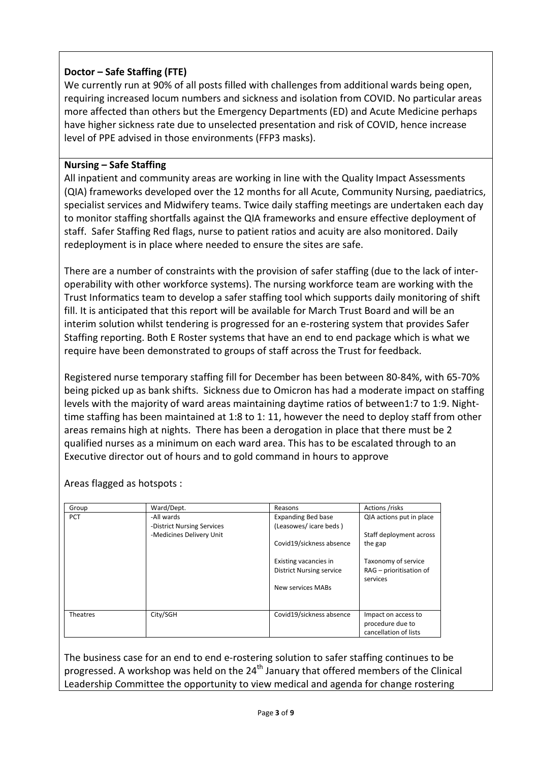**Doctor – Safe Staffing (FTE)**

We currently run at 90% of all posts filled with challenges from additional wards being open, requiring increased locum numbers and sickness and isolation from COVID. No particular areas more affected than others but the Emergency Departments (ED) and Acute Medicine perhaps have higher sickness rate due to unselected presentation and risk of COVID, hence increase level of PPE advised in those environments (FFP3 masks).

**Nursing – Safe Staffing**

All inpatient and community areas are working in line with the Quality Impact Assessments (QIA) frameworks developed over the 12 months for all Acute, Community Nursing, paediatrics, specialist services and Midwifery teams. Twice daily staffing meetings are undertaken each day to monitor staffing shortfalls against the QIA frameworks and ensure effective deployment of staff. Safer Staffing Red flags, nurse to patient ratios and acuity are also monitored. Daily redeployment is in place where needed to ensure the sites are safe.

There are a number of constraints with the provision of safer staffing (due to the lack of inter-operability with other workforce systems). The nursing workforce team are working with the Trust Informatics team to develop a safer staffing tool which supports daily monitoring of shift fill. It is anticipated that this report will be available for March Trust Board and will be an interim solution whilst tendering is progressed for an e-rostering system that provides Safer Staffing reporting. Both E Roster systems that have an end to end package which is what we require have been demonstrated to groups of staff across the Trust for feedback.

Registered nurse temporary staffing fill for December has been between 80-84%, with 65-70% being picked up as bank shifts. Sickness due to Omicron has had a moderate impact on staffing levels with the majority of ward areas maintaining daytime ratios of between1:7 to 1:9. Night-time staffing has been maintained at 1:8 to 1: 11, however the need to deploy staff from other areas remains high at nights. There has been a derogation in place that there must be 2 qualified nurses as a minimum on each ward area. This has to be escalated through to an Executive director out of hours and to gold command in hours to approve

Areas flagged as hotspots :

| Group | Ward/Dept. | Reasons | Actions /risks |
|---|---|---|---|
| PCT | -All wards<br>-District Nursing Services<br>-Medicines Delivery Unit | Expanding Bed base (Leasowes/ icare beds )<br><br>Covid19/sickness absence<br><br>Existing vacancies in District Nursing service<br><br>New services MABs | QIA actions put in place<br><br>Staff deployment across the gap<br><br>Taxonomy of service RAG – prioritisation of services |
| Theatres | City/SGH | Covid19/sickness absence | Impact on access to procedure due to cancellation of lists |

The business case for an end to end e-rostering solution to safer staffing continues to be progressed. A workshop was held on the 24th January that offered members of the Clinical Leadership Committee the opportunity to view medical and agenda for change rostering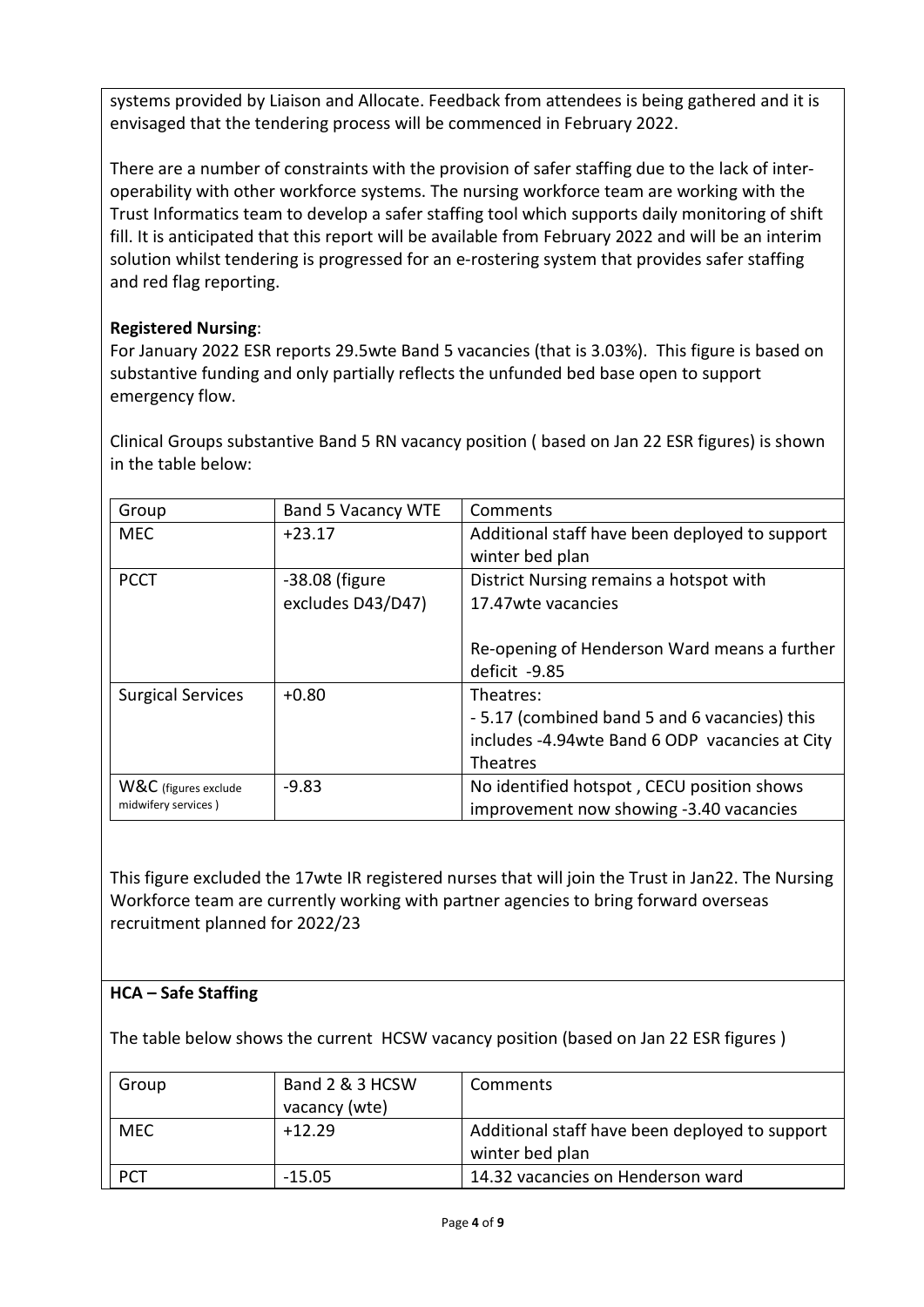systems provided by Liaison and Allocate. Feedback from attendees is being gathered and it is envisaged that the tendering process will be commenced in February 2022.

There are a number of constraints with the provision of safer staffing due to the lack of inter-operability with other workforce systems. The nursing workforce team are working with the Trust Informatics team to develop a safer staffing tool which supports daily monitoring of shift fill. It is anticipated that this report will be available from February 2022 and will be an interim solution whilst tendering is progressed for an e-rostering system that provides safer staffing and red flag reporting.

**Registered Nursing**:

For January 2022 ESR reports 29.5wte Band 5 vacancies (that is 3.03%). This figure is based on substantive funding and only partially reflects the unfunded bed base open to support emergency flow.

Clinical Groups substantive Band 5 RN vacancy position ( based on Jan 22 ESR figures) is shown in the table below:

| Group | Band 5 Vacancy WTE | Comments |
|---|---|---|
| MEC | +23.17 | Additional staff have been deployed to support winter bed plan |
| PCCT | -38.08 (figure excludes D43/D47) | District Nursing remains a hotspot with 17.47wte vacancies<br><br>Re-opening of Henderson Ward means a further deficit -9.85 |
| Surgical Services | +0.80 | Theatres:<br>- 5.17 (combined band 5 and 6 vacancies) this includes -4.94wte Band 6 ODP vacancies at City Theatres |
| W&C (figures exclude midwifery services ) | -9.83 | No identified hotspot , CECU position shows improvement now showing -3.40 vacancies |

This figure excluded the 17wte IR registered nurses that will join the Trust in Jan22. The Nursing Workforce team are currently working with partner agencies to bring forward overseas recruitment planned for 2022/23

**HCA – Safe Staffing**

The table below shows the current HCSW vacancy position (based on Jan 22 ESR figures )

| Group | Band 2 & 3 HCSW vacancy (wte) | Comments |
|---|---|---|
| MEC | +12.29 | Additional staff have been deployed to support winter bed plan |
| PCT | -15.05 | 14.32 vacancies on Henderson ward |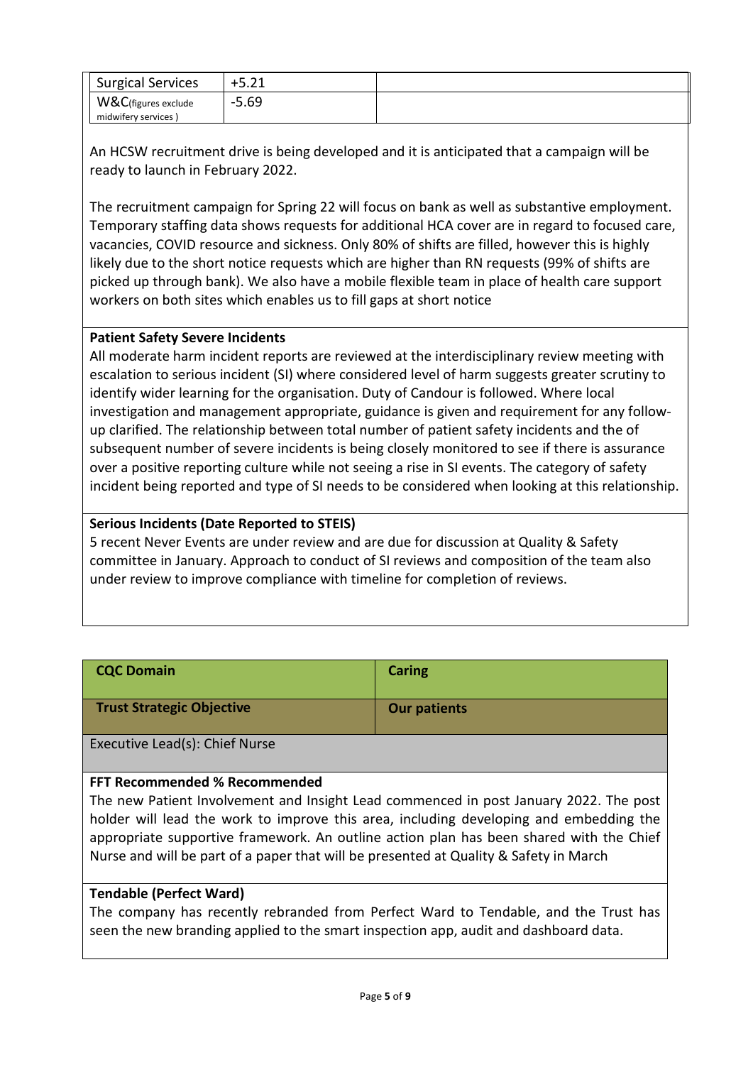| Surgical Services | +5.21 | |
|---|---|---|
| W&C(figures exclude midwifery services ) | -5.69 | |

An HCSW recruitment drive is being developed and it is anticipated that a campaign will be ready to launch in February 2022.

The recruitment campaign for Spring 22 will focus on bank as well as substantive employment. Temporary staffing data shows requests for additional HCA cover are in regard to focused care, vacancies, COVID resource and sickness. Only 80% of shifts are filled, however this is highly likely due to the short notice requests which are higher than RN requests (99% of shifts are picked up through bank). We also have a mobile flexible team in place of health care support workers on both sites which enables us to fill gaps at short notice

**Patient Safety Severe Incidents**

All moderate harm incident reports are reviewed at the interdisciplinary review meeting with escalation to serious incident (SI) where considered level of harm suggests greater scrutiny to identify wider learning for the organisation. Duty of Candour is followed. Where local investigation and management appropriate, guidance is given and requirement for any follow-up clarified. The relationship between total number of patient safety incidents and the of subsequent number of severe incidents is being closely monitored to see if there is assurance over a positive reporting culture while not seeing a rise in SI events. The category of safety incident being reported and type of SI needs to be considered when looking at this relationship.

**Serious Incidents (Date Reported to STEIS)**

5 recent Never Events are under review and are due for discussion at Quality & Safety committee in January. Approach to conduct of SI reviews and composition of the team also under review to improve compliance with timeline for completion of reviews.

| **CQC Domain** | **Caring** |
|---|---|
| **Trust Strategic Objective** | **Our patients** |
| Executive Lead(s): Chief Nurse | |

**FFT Recommended % Recommended**

The new Patient Involvement and Insight Lead commenced in post January 2022. The post holder will lead the work to improve this area, including developing and embedding the appropriate supportive framework. An outline action plan has been shared with the Chief Nurse and will be part of a paper that will be presented at Quality & Safety in March

**Tendable (Perfect Ward)**

The company has recently rebranded from Perfect Ward to Tendable, and the Trust has seen the new branding applied to the smart inspection app, audit and dashboard data.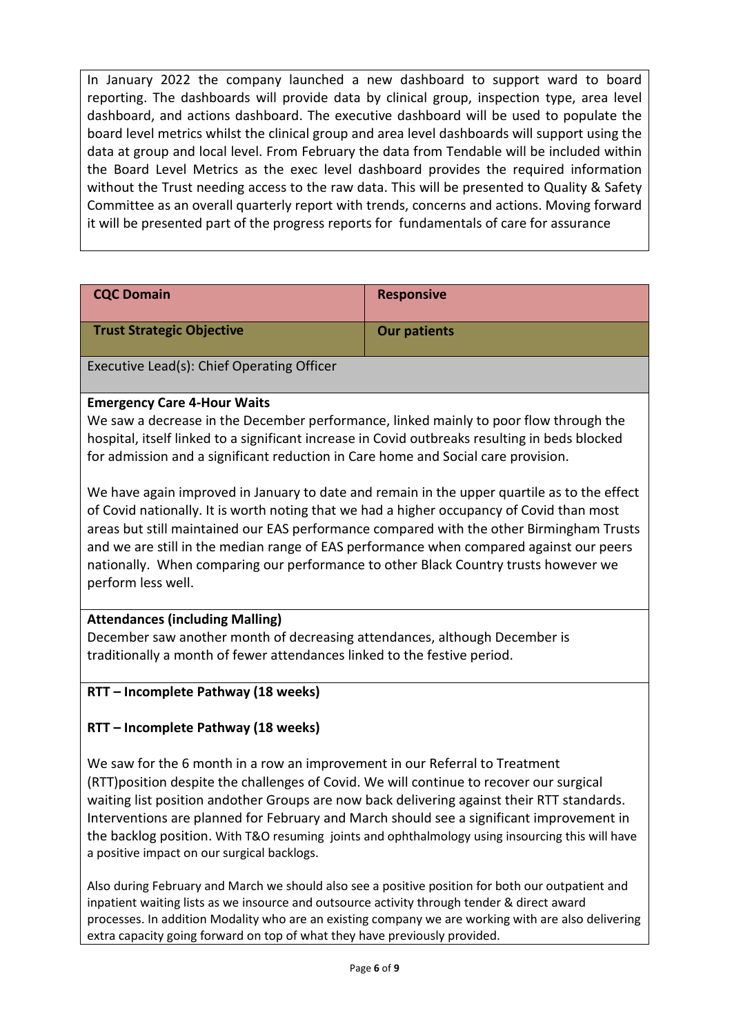In January 2022 the company launched a new dashboard to support ward to board reporting. The dashboards will provide data by clinical group, inspection type, area level dashboard, and actions dashboard. The executive dashboard will be used to populate the board level metrics whilst the clinical group and area level dashboards will support using the data at group and local level. From February the data from Tendable will be included within the Board Level Metrics as the exec level dashboard provides the required information without the Trust needing access to the raw data. This will be presented to Quality & Safety Committee as an overall quarterly report with trends, concerns and actions. Moving forward it will be presented part of the progress reports for fundamentals of care for assurance

| **CQC Domain** | **Responsive** |
|---|---|
| **Trust Strategic Objective** | **Our patients** |

Executive Lead(s): Chief Operating Officer

**Emergency Care 4-Hour Waits**

We saw a decrease in the December performance, linked mainly to poor flow through the hospital, itself linked to a significant increase in Covid outbreaks resulting in beds blocked for admission and a significant reduction in Care home and Social care provision.

We have again improved in January to date and remain in the upper quartile as to the effect of Covid nationally. It is worth noting that we had a higher occupancy of Covid than most areas but still maintained our EAS performance compared with the other Birmingham Trusts and we are still in the median range of EAS performance when compared against our peers nationally. When comparing our performance to other Black Country trusts however we perform less well.

**Attendances (including Malling)**

December saw another month of decreasing attendances, although December is traditionally a month of fewer attendances linked to the festive period.

**RTT – Incomplete Pathway (18 weeks)**

**RTT – Incomplete Pathway (18 weeks)**

We saw for the 6 month in a row an improvement in our Referral to Treatment (RTT)position despite the challenges of Covid. We will continue to recover our surgical waiting list position andother Groups are now back delivering against their RTT standards. Interventions are planned for February and March should see a significant improvement in the backlog position. With T&O resuming joints and ophthalmology using insourcing this will have a positive impact on our surgical backlogs.

Also during February and March we should also see a positive position for both our outpatient and inpatient waiting lists as we insource and outsource activity through tender & direct award processes. In addition Modality who are an existing company we are working with are also delivering extra capacity going forward on top of what they have previously provided.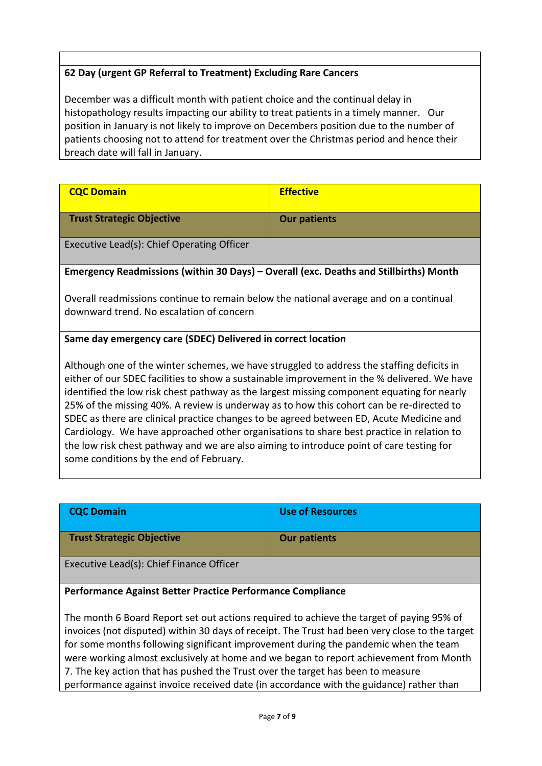**62 Day (urgent GP Referral to Treatment) Excluding Rare Cancers**

December was a difficult month with patient choice and the continual delay in histopathology results impacting our ability to treat patients in a timely manner. Our position in January is not likely to improve on Decembers position due to the number of patients choosing not to attend for treatment over the Christmas period and hence their breach date will fall in January.

| CQC Domain | Effective |
|---|---|
| Trust Strategic Objective | Our patients |

Executive Lead(s): Chief Operating Officer

**Emergency Readmissions (within 30 Days) – Overall (exc. Deaths and Stillbirths) Month**

Overall readmissions continue to remain below the national average and on a continual downward trend. No escalation of concern

**Same day emergency care (SDEC) Delivered in correct location**

Although one of the winter schemes, we have struggled to address the staffing deficits in either of our SDEC facilities to show a sustainable improvement in the % delivered. We have identified the low risk chest pathway as the largest missing component equating for nearly 25% of the missing 40%. A review is underway as to how this cohort can be re-directed to SDEC as there are clinical practice changes to be agreed between ED, Acute Medicine and Cardiology. We have approached other organisations to share best practice in relation to the low risk chest pathway and we are also aiming to introduce point of care testing for some conditions by the end of February.

| CQC Domain | Use of Resources |
|---|---|
| Trust Strategic Objective | Our patients |

Executive Lead(s): Chief Finance Officer

**Performance Against Better Practice Performance Compliance**

The month 6 Board Report set out actions required to achieve the target of paying 95% of invoices (not disputed) within 30 days of receipt. The Trust had been very close to the target for some months following significant improvement during the pandemic when the team were working almost exclusively at home and we began to report achievement from Month 7. The key action that has pushed the Trust over the target has been to measure performance against invoice received date (in accordance with the guidance) rather than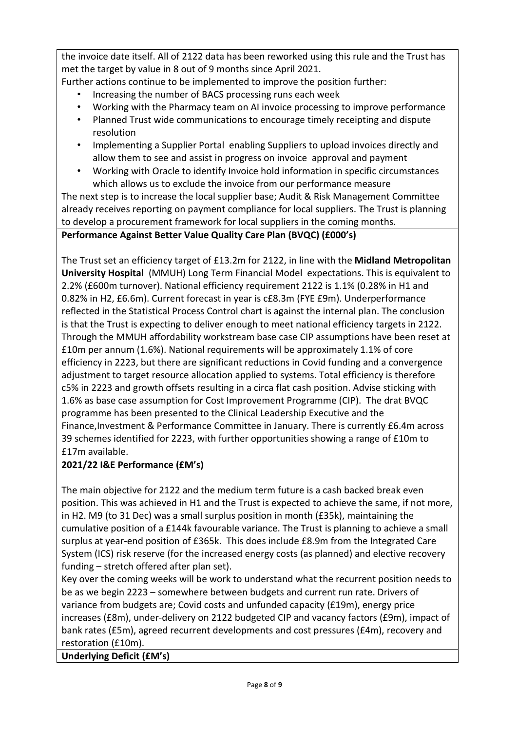the invoice date itself. All of 2122 data has been reworked using this rule and the Trust has met the target by value in 8 out of 9 months since April 2021.

Further actions continue to be implemented to improve the position further:

- Increasing the number of BACS processing runs each week
- Working with the Pharmacy team on AI invoice processing to improve performance
- Planned Trust wide communications to encourage timely receipting and dispute resolution
- Implementing a Supplier Portal enabling Suppliers to upload invoices directly and allow them to see and assist in progress on invoice approval and payment
- Working with Oracle to identify Invoice hold information in specific circumstances which allows us to exclude the invoice from our performance measure

The next step is to increase the local supplier base; Audit & Risk Management Committee already receives reporting on payment compliance for local suppliers. The Trust is planning to develop a procurement framework for local suppliers in the coming months.

**Performance Against Better Value Quality Care Plan (BVQC) (£000's)**

The Trust set an efficiency target of £13.2m for 2122, in line with the **Midland Metropolitan University Hospital** (MMUH) Long Term Financial Model expectations. This is equivalent to 2.2% (£600m turnover). National efficiency requirement 2122 is 1.1% (0.28% in H1 and 0.82% in H2, £6.6m). Current forecast in year is c£8.3m (FYE £9m). Underperformance reflected in the Statistical Process Control chart is against the internal plan. The conclusion is that the Trust is expecting to deliver enough to meet national efficiency targets in 2122. Through the MMUH affordability workstream base case CIP assumptions have been reset at £10m per annum (1.6%). National requirements will be approximately 1.1% of core efficiency in 2223, but there are significant reductions in Covid funding and a convergence adjustment to target resource allocation applied to systems. Total efficiency is therefore c5% in 2223 and growth offsets resulting in a circa flat cash position. Advise sticking with 1.6% as base case assumption for Cost Improvement Programme (CIP). The drat BVQC programme has been presented to the Clinical Leadership Executive and the Finance,Investment & Performance Committee in January. There is currently £6.4m across 39 schemes identified for 2223, with further opportunities showing a range of £10m to £17m available.

**2021/22 I&E Performance (£M's)**

The main objective for 2122 and the medium term future is a cash backed break even position. This was achieved in H1 and the Trust is expected to achieve the same, if not more, in H2. M9 (to 31 Dec) was a small surplus position in month (£35k), maintaining the cumulative position of a £144k favourable variance. The Trust is planning to achieve a small surplus at year-end position of £365k. This does include £8.9m from the Integrated Care System (ICS) risk reserve (for the increased energy costs (as planned) and elective recovery funding – stretch offered after plan set).

Key over the coming weeks will be work to understand what the recurrent position needs to be as we begin 2223 – somewhere between budgets and current run rate. Drivers of variance from budgets are; Covid costs and unfunded capacity (£19m), energy price increases (£8m), under-delivery on 2122 budgeted CIP and vacancy factors (£9m), impact of bank rates (£5m), agreed recurrent developments and cost pressures (£4m), recovery and restoration (£10m).

**Underlying Deficit (£M's)**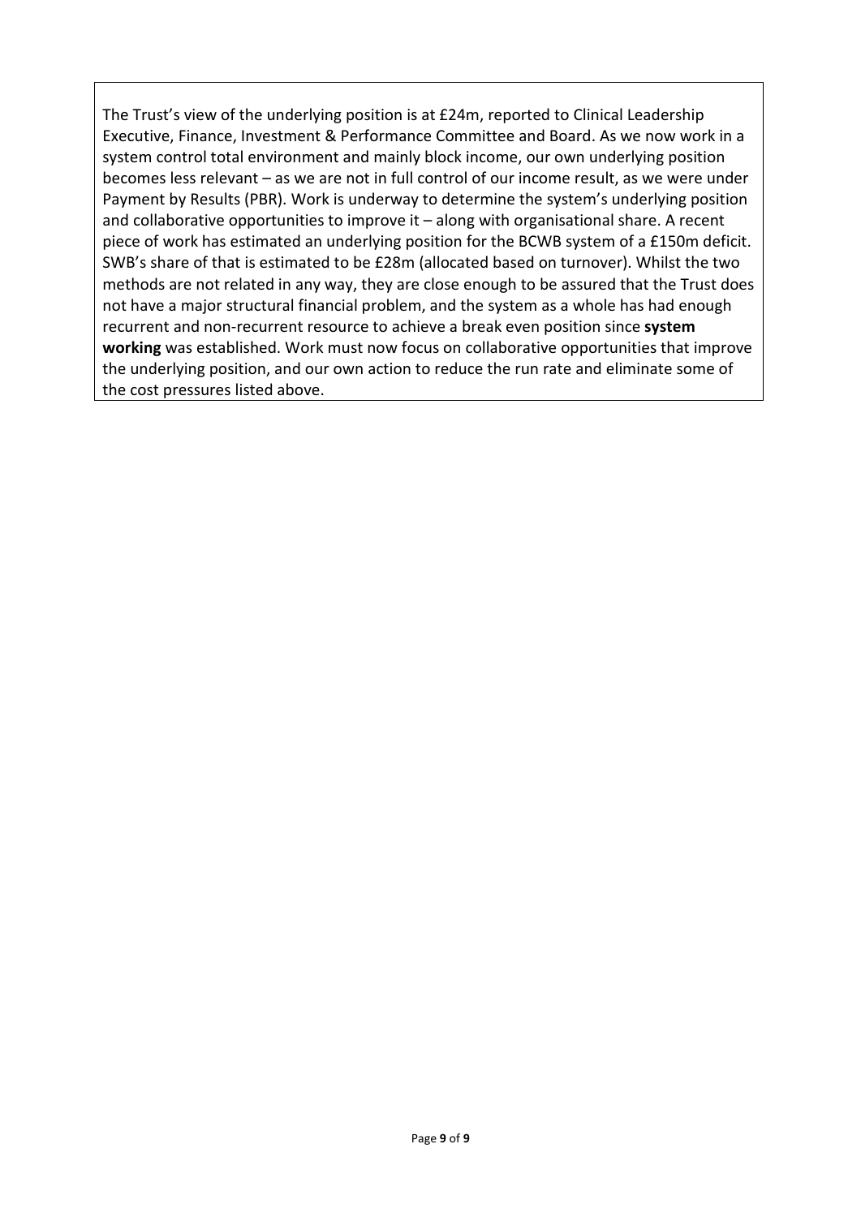The Trust's view of the underlying position is at £24m, reported to Clinical Leadership Executive, Finance, Investment & Performance Committee and Board. As we now work in a system control total environment and mainly block income, our own underlying position becomes less relevant – as we are not in full control of our income result, as we were under Payment by Results (PBR). Work is underway to determine the system's underlying position and collaborative opportunities to improve it – along with organisational share. A recent piece of work has estimated an underlying position for the BCWB system of a £150m deficit. SWB's share of that is estimated to be £28m (allocated based on turnover). Whilst the two methods are not related in any way, they are close enough to be assured that the Trust does not have a major structural financial problem, and the system as a whole has had enough recurrent and non-recurrent resource to achieve a break even position since **system working** was established. Work must now focus on collaborative opportunities that improve the underlying position, and our own action to reduce the run rate and eliminate some of the cost pressures listed above.